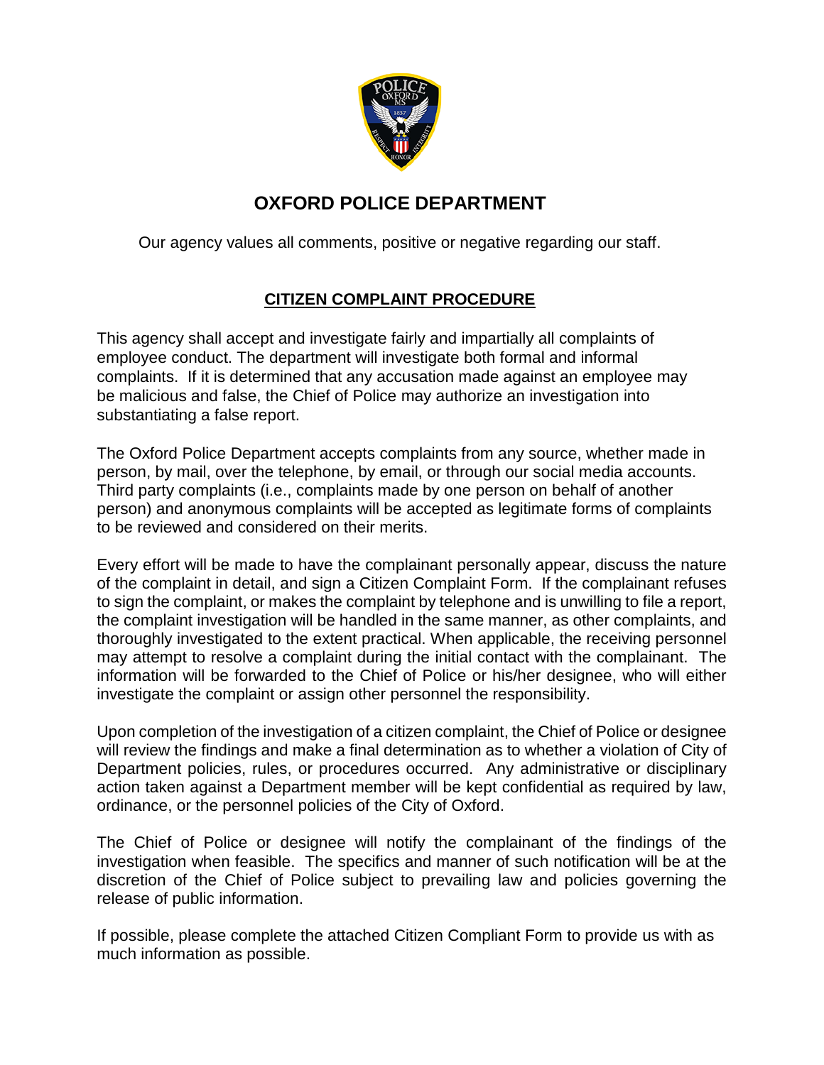# OXFORD POLICE DEPARTMENT

Our agency values all comments, positive or negative regarding our staff.

## CITIZEN COMPLAINT PROCEDURE

This agency shall accept and investigate fairly and impartially all complaints of employee conduct. The department will investigate both formal and informal complaints. If it is determined that any accusation made against an employee may be malicious and false, the Chief of Police may authorize an investigation into substantiating a false report.

The Oxford Police Department accepts complaints from any source, whether made in person, by mail, over the telephone, by email, or through our social media accounts. Third party complaints (i.e., complaints made by one person on behalf of another person) and anonymous complaints will be accepted as legitimate forms of complaints to be reviewed and considered on their merits.

Every effort will be made to have the complainant personally appear, discuss the nature of the complaint in detail, and sign a Citizen Complaint Form. If the complainant refuses to sign the complaint, or makes the complaint by telephone and is unwilling to file a report, the complaint investigation will be handled in the same manner, as other complaints, and thoroughly investigated to the extent practical. When applicable, the receiving personnel may attempt to resolve a complaint during the initial contact with the complainant. The information will be forwarded to the Chief of Police or his/her designee, who will either investigate the complaint or assign other personnel the responsibility.

Upon completion of the investigation of a citizen complaint, the Chief of Police or designee will review the findings and make a final determination as to whether a violation of City of Department policies, rules, or procedures occurred. Any administrative or disciplinary action taken against a Department member will be kept confidential as required by law, ordinance, or the personnel policies of the City of Oxford.

The Chief of Police or designee will notify the complainant of the findings of the investigation when feasible. The specifics and manner of such notification will be at the discretion of the Chief of Police subject to prevailing law and policies governing the release of public information.

If possible, please complete the attached Citizen Compliant Form to provide us with as much information as possible.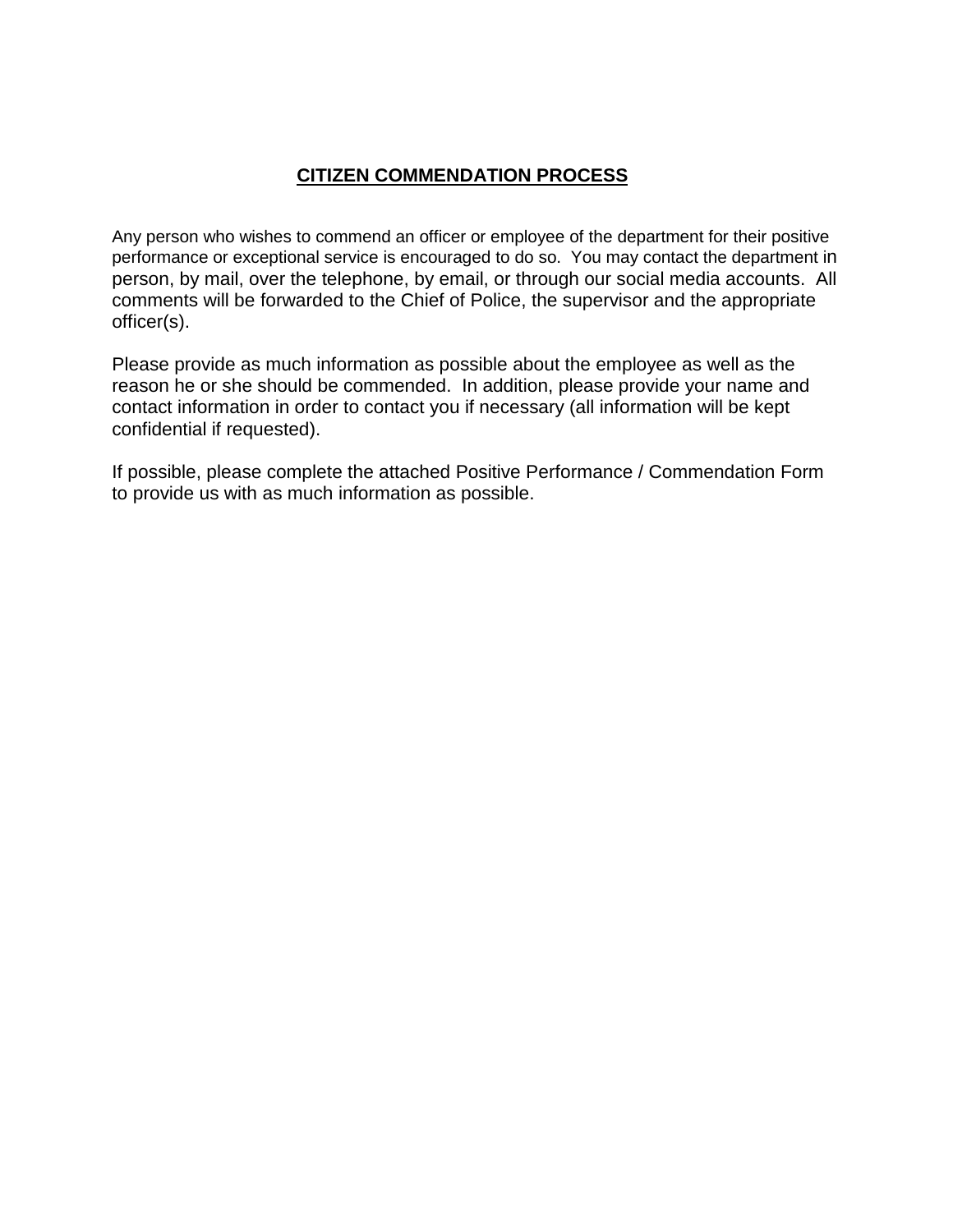## CITIZEN COMMENDATION PROCESS

Any person who wishes to commend an officer or employee of the department for their positive performance or exceptional service is encouraged to do so. You may contact the department in person, by mail, over the telephone, by email, or through our social media accounts. All comments will be forwarded to the Chief of Police, the supervisor and the appropriate officer(s).

Please provide as much information as possible about the employee as well as the reason he or she should be commended. In addition, please provide your name and contact information in order to contact you if necessary (all information will be kept confidential if requested).

If possible, please complete the attached Positive Performance / Commendation Form to provide us with as much information as possible.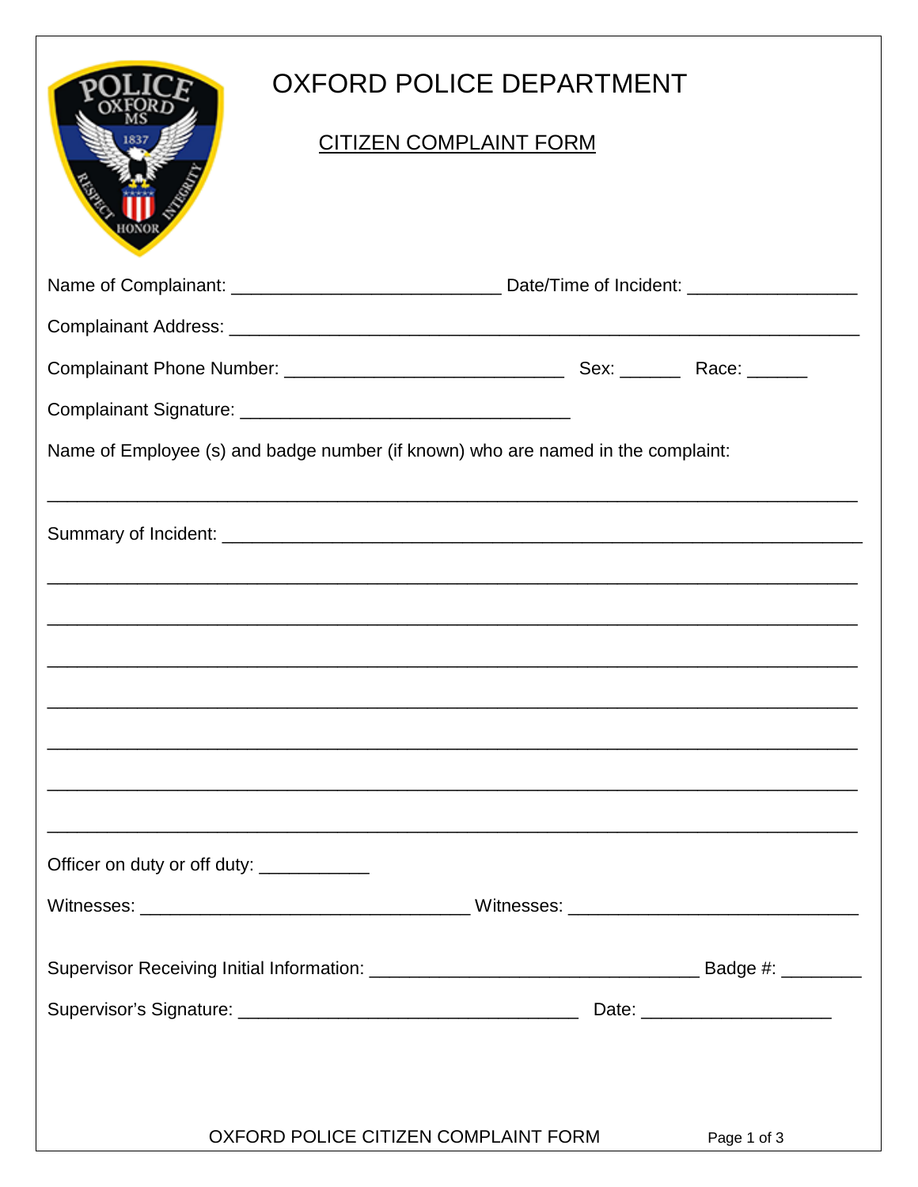# OXFORD POLICE DEPARTMENT

## CITIZEN COMPLAINT FORM

Name of Complainant: ___________________________ Date/Time of Incident: _________________

Complainant Address: _________________________________________________________________

Complainant Phone Number: ____________________________ Sex: ______ Race: ______

Complainant Signature: _________________________________

Name of Employee (s) and badge number (if known) who are named in the complaint:

_________________________________________________________________________________

Summary of Incident: _________________________________________________________________

_________________________________________________________________________________

_________________________________________________________________________________

_________________________________________________________________________________

_________________________________________________________________________________

_________________________________________________________________________________

_________________________________________________________________________________

_________________________________________________________________________________

Officer on duty or off duty: ___________

Witnesses: _________________________________ Witnesses: _____________________________

Supervisor Receiving Initial Information: _________________________________ Badge #: ________

Supervisor's Signature: __________________________________ Date: ___________________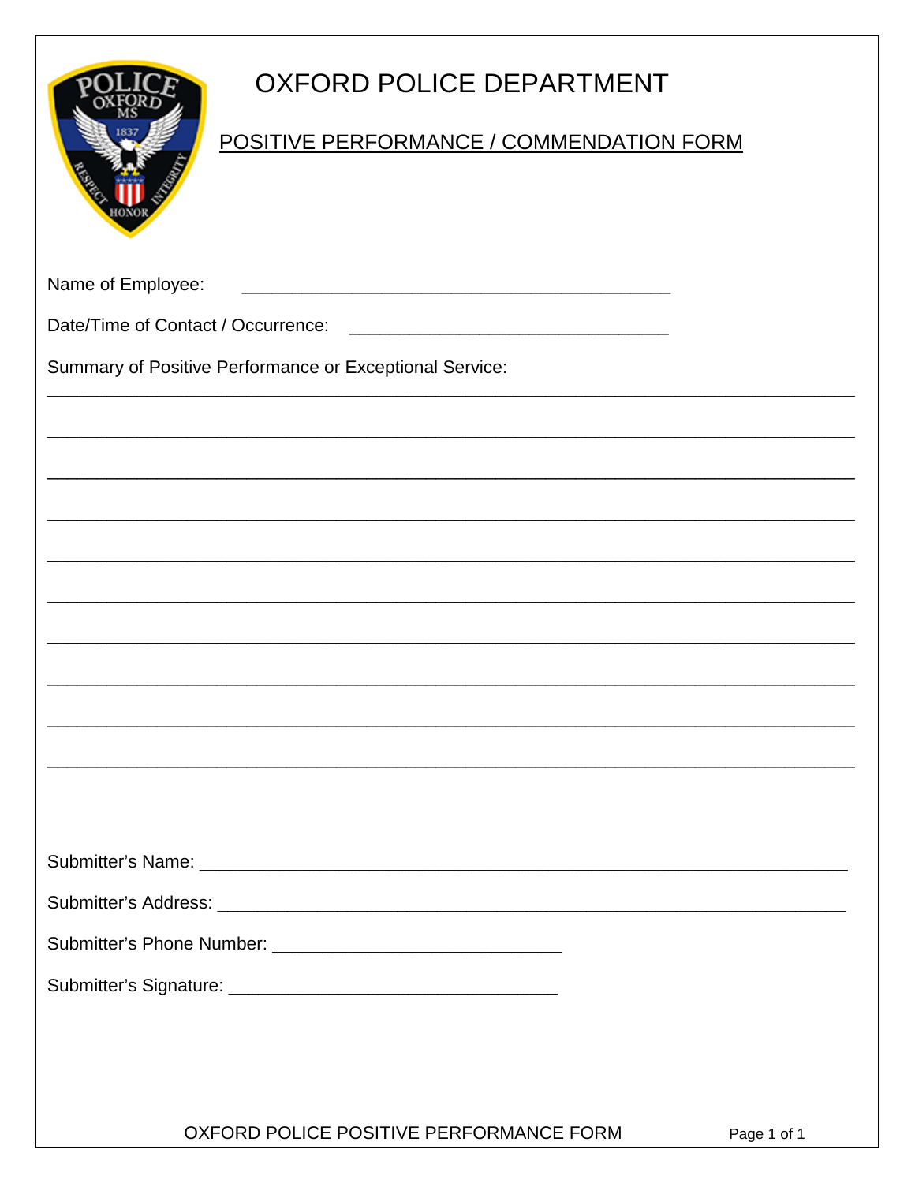# OXFORD POLICE DEPARTMENT

## POSITIVE PERFORMANCE / COMMENDATION FORM

Name of Employee: ___________________________________________

Date/Time of Contact / Occurrence: ________________________________

Summary of Positive Performance or Exceptional Service:

_______________________________________________________________________________

_______________________________________________________________________________

_______________________________________________________________________________

_______________________________________________________________________________

_______________________________________________________________________________

_______________________________________________________________________________

_______________________________________________________________________________

_______________________________________________________________________________

_______________________________________________________________________________

_______________________________________________________________________________

Submitter's Name: _________________________________________________________________

Submitter's Address: _______________________________________________________________

Submitter's Phone Number: _____________________________

Submitter's Signature: _________________________________

OXFORD POLICE POSITIVE PERFORMANCE FORM